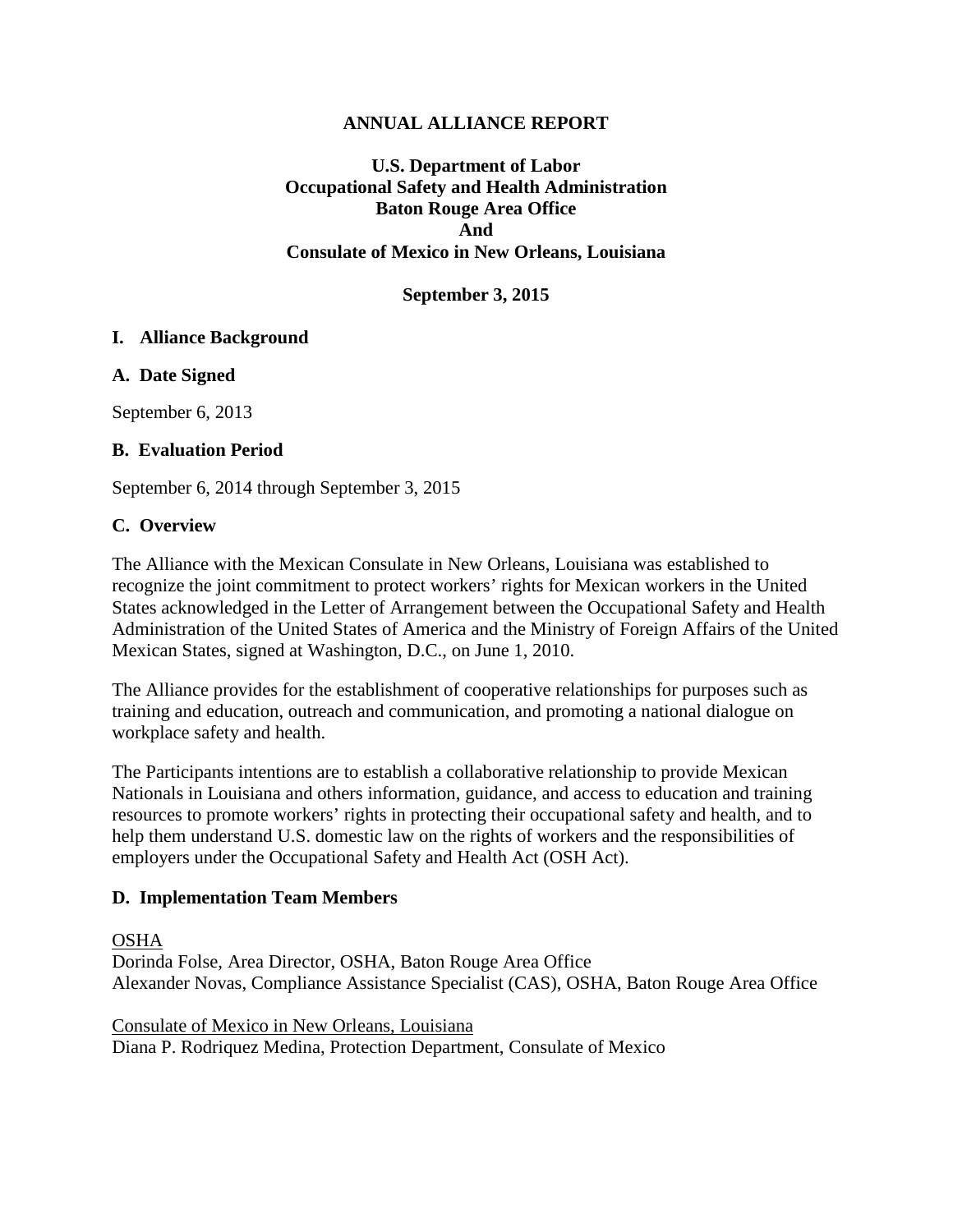# ANNUAL ALLIANCE REPORT

## U.S. Department of Labor
## Occupational Safety and Health Administration
## Baton Rouge Area Office
## And
## Consulate of Mexico in New Orleans, Louisiana

**September 3, 2015**

### I. Alliance Background

### A. Date Signed

September 6, 2013

### B. Evaluation Period

September 6, 2014 through September 3, 2015

### C. Overview

The Alliance with the Mexican Consulate in New Orleans, Louisiana was established to recognize the joint commitment to protect workers' rights for Mexican workers in the United States acknowledged in the Letter of Arrangement between the Occupational Safety and Health Administration of the United States of America and the Ministry of Foreign Affairs of the United Mexican States, signed at Washington, D.C., on June 1, 2010.

The Alliance provides for the establishment of cooperative relationships for purposes such as training and education, outreach and communication, and promoting a national dialogue on workplace safety and health.

The Participants intentions are to establish a collaborative relationship to provide Mexican Nationals in Louisiana and others information, guidance, and access to education and training resources to promote workers' rights in protecting their occupational safety and health, and to help them understand U.S. domestic law on the rights of workers and the responsibilities of employers under the Occupational Safety and Health Act (OSH Act).

### D. Implementation Team Members

<u>OSHA</u>
Dorinda Folse, Area Director, OSHA, Baton Rouge Area Office
Alexander Novas, Compliance Assistance Specialist (CAS), OSHA, Baton Rouge Area Office

<u>Consulate of Mexico in New Orleans, Louisiana</u>
Diana P. Rodriquez Medina, Protection Department, Consulate of Mexico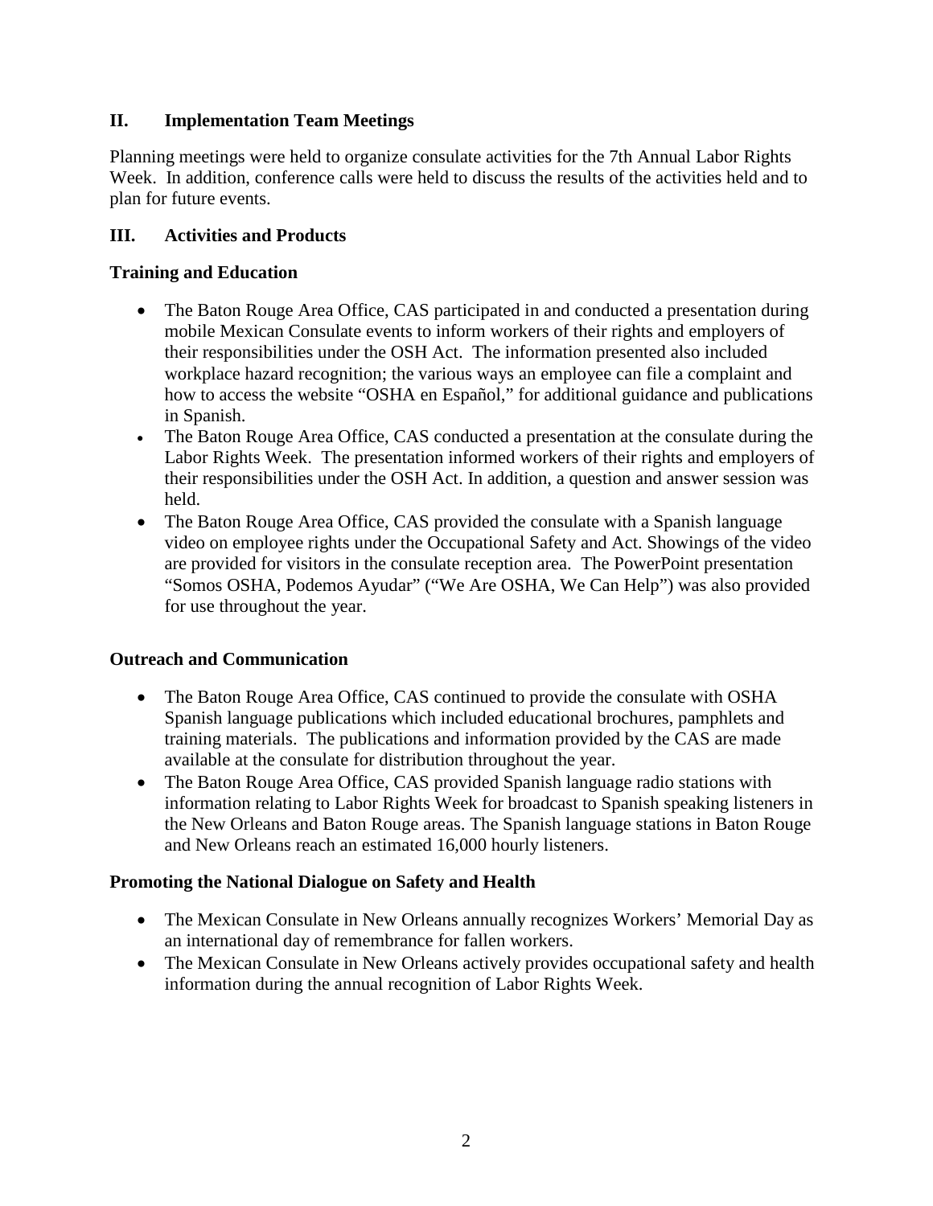## II. Implementation Team Meetings

Planning meetings were held to organize consulate activities for the 7th Annual Labor Rights Week. In addition, conference calls were held to discuss the results of the activities held and to plan for future events.

## III. Activities and Products

### Training and Education

- The Baton Rouge Area Office, CAS participated in and conducted a presentation during mobile Mexican Consulate events to inform workers of their rights and employers of their responsibilities under the OSH Act. The information presented also included workplace hazard recognition; the various ways an employee can file a complaint and how to access the website "OSHA en Español," for additional guidance and publications in Spanish.
- The Baton Rouge Area Office, CAS conducted a presentation at the consulate during the Labor Rights Week. The presentation informed workers of their rights and employers of their responsibilities under the OSH Act. In addition, a question and answer session was held.
- The Baton Rouge Area Office, CAS provided the consulate with a Spanish language video on employee rights under the Occupational Safety and Act. Showings of the video are provided for visitors in the consulate reception area. The PowerPoint presentation "Somos OSHA, Podemos Ayudar" ("We Are OSHA, We Can Help") was also provided for use throughout the year.

### Outreach and Communication

- The Baton Rouge Area Office, CAS continued to provide the consulate with OSHA Spanish language publications which included educational brochures, pamphlets and training materials. The publications and information provided by the CAS are made available at the consulate for distribution throughout the year.
- The Baton Rouge Area Office, CAS provided Spanish language radio stations with information relating to Labor Rights Week for broadcast to Spanish speaking listeners in the New Orleans and Baton Rouge areas. The Spanish language stations in Baton Rouge and New Orleans reach an estimated 16,000 hourly listeners.

### Promoting the National Dialogue on Safety and Health

- The Mexican Consulate in New Orleans annually recognizes Workers' Memorial Day as an international day of remembrance for fallen workers.
- The Mexican Consulate in New Orleans actively provides occupational safety and health information during the annual recognition of Labor Rights Week.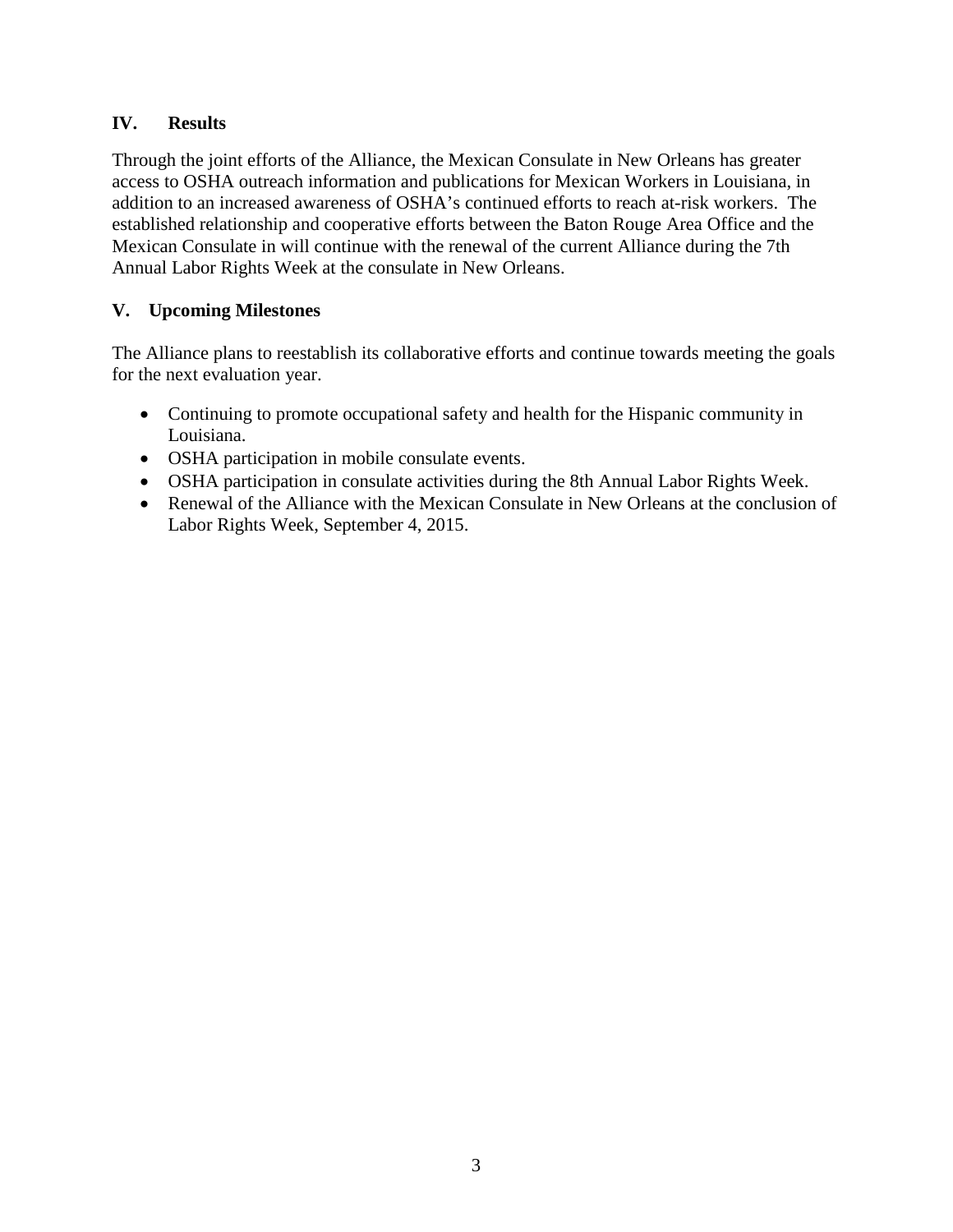## IV. Results

Through the joint efforts of the Alliance, the Mexican Consulate in New Orleans has greater access to OSHA outreach information and publications for Mexican Workers in Louisiana, in addition to an increased awareness of OSHA's continued efforts to reach at-risk workers. The established relationship and cooperative efforts between the Baton Rouge Area Office and the Mexican Consulate in will continue with the renewal of the current Alliance during the 7th Annual Labor Rights Week at the consulate in New Orleans.

## V. Upcoming Milestones

The Alliance plans to reestablish its collaborative efforts and continue towards meeting the goals for the next evaluation year.

- Continuing to promote occupational safety and health for the Hispanic community in Louisiana.
- OSHA participation in mobile consulate events.
- OSHA participation in consulate activities during the 8th Annual Labor Rights Week.
- Renewal of the Alliance with the Mexican Consulate in New Orleans at the conclusion of Labor Rights Week, September 4, 2015.